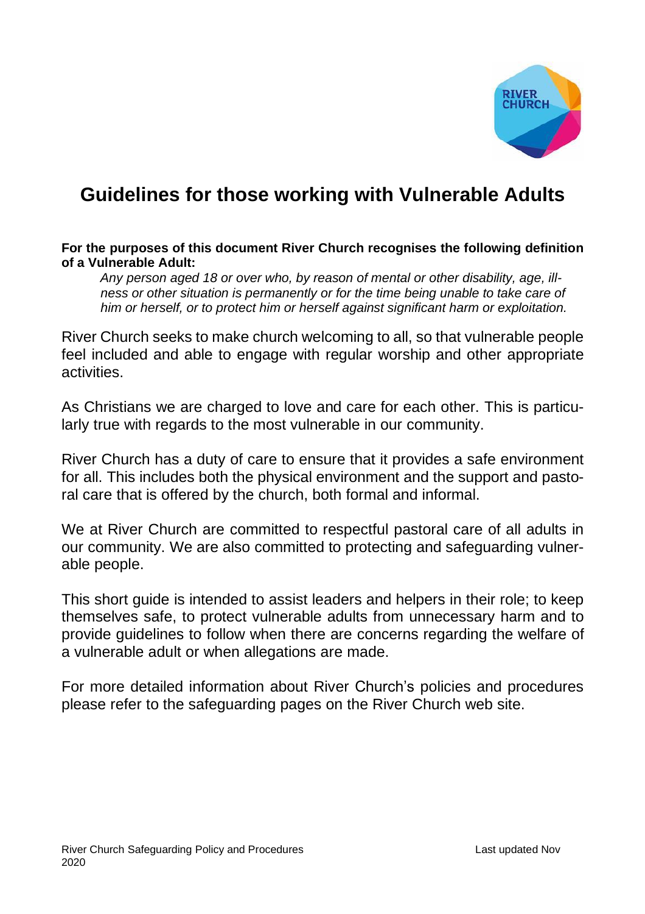# Guidelines for those working with Vulnerable Adults

**For the purposes of this document River Church recognises the following definition of a Vulnerable Adult:**

> *Any person aged 18 or over who, by reason of mental or other disability, age, illness or other situation is permanently or for the time being unable to take care of him or herself, or to protect him or herself against significant harm or exploitation.*

River Church seeks to make church welcoming to all, so that vulnerable people feel included and able to engage with regular worship and other appropriate activities.

As Christians we are charged to love and care for each other. This is particularly true with regards to the most vulnerable in our community.

River Church has a duty of care to ensure that it provides a safe environment for all. This includes both the physical environment and the support and pastoral care that is offered by the church, both formal and informal.

We at River Church are committed to respectful pastoral care of all adults in our community. We are also committed to protecting and safeguarding vulnerable people.

This short guide is intended to assist leaders and helpers in their role; to keep themselves safe, to protect vulnerable adults from unnecessary harm and to provide guidelines to follow when there are concerns regarding the welfare of a vulnerable adult or when allegations are made.

For more detailed information about River Church's policies and procedures please refer to the safeguarding pages on the River Church web site.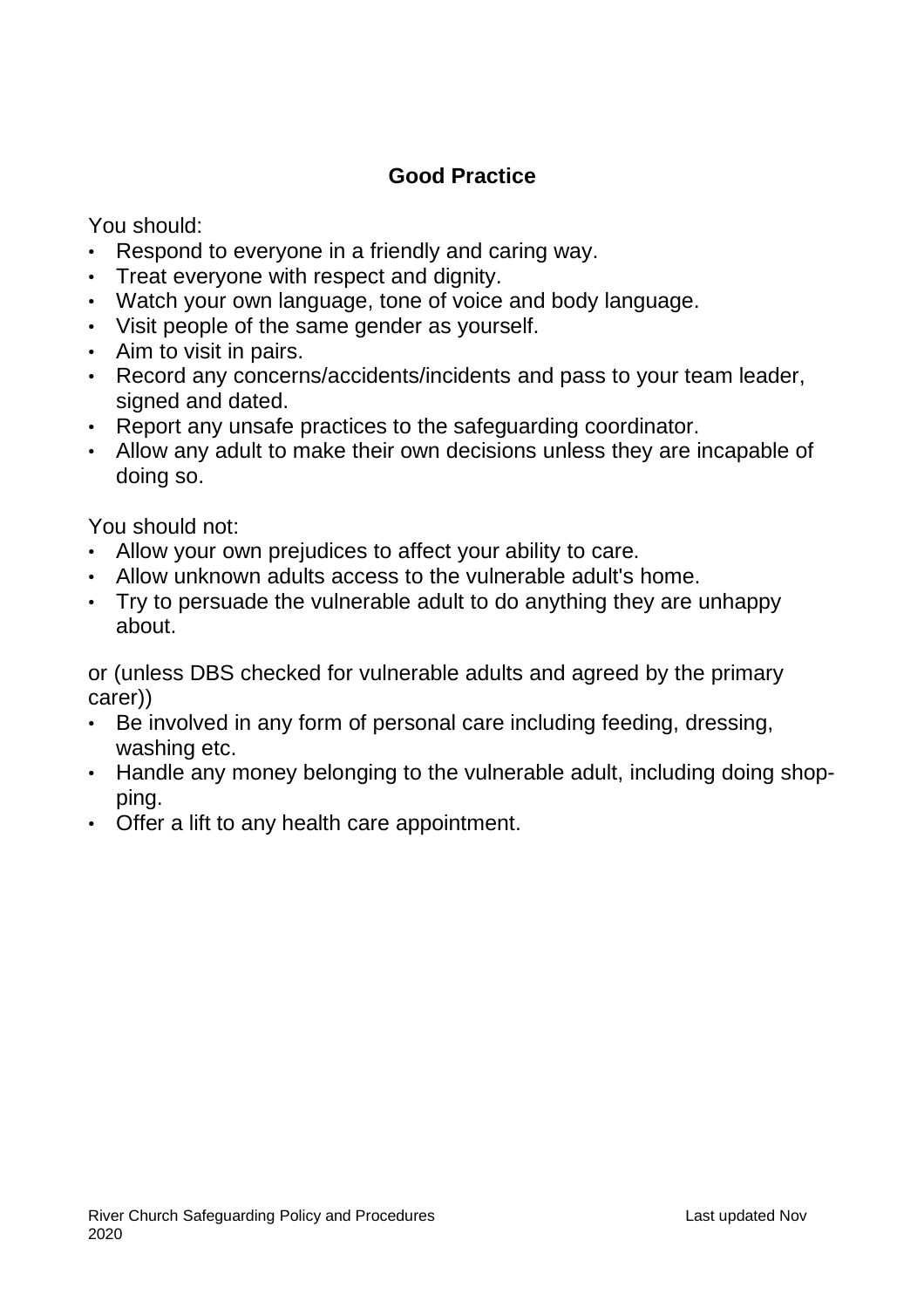## Good Practice

You should:

- Respond to everyone in a friendly and caring way.
- Treat everyone with respect and dignity.
- Watch your own language, tone of voice and body language.
- Visit people of the same gender as yourself.
- Aim to visit in pairs.
- Record any concerns/accidents/incidents and pass to your team leader, signed and dated.
- Report any unsafe practices to the safeguarding coordinator.
- Allow any adult to make their own decisions unless they are incapable of doing so.

You should not:

- Allow your own prejudices to affect your ability to care.
- Allow unknown adults access to the vulnerable adult's home.
- Try to persuade the vulnerable adult to do anything they are unhappy about.

or (unless DBS checked for vulnerable adults and agreed by the primary carer))

- Be involved in any form of personal care including feeding, dressing, washing etc.
- Handle any money belonging to the vulnerable adult, including doing shopping.
- Offer a lift to any health care appointment.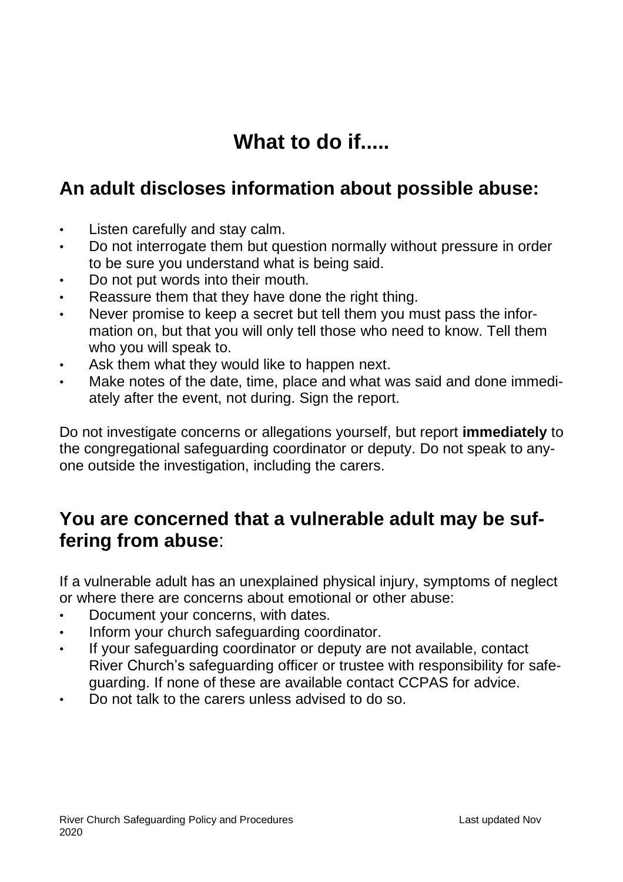# What to do if.....

## An adult discloses information about possible abuse:

- Listen carefully and stay calm.
- Do not interrogate them but question normally without pressure in order to be sure you understand what is being said.
- Do not put words into their mouth.
- Reassure them that they have done the right thing.
- Never promise to keep a secret but tell them you must pass the information on, but that you will only tell those who need to know. Tell them who you will speak to.
- Ask them what they would like to happen next.
- Make notes of the date, time, place and what was said and done immediately after the event, not during. Sign the report.

Do not investigate concerns or allegations yourself, but report **immediately** to the congregational safeguarding coordinator or deputy. Do not speak to anyone outside the investigation, including the carers.

## You are concerned that a vulnerable adult may be suffering from abuse:

If a vulnerable adult has an unexplained physical injury, symptoms of neglect or where there are concerns about emotional or other abuse:

- Document your concerns, with dates.
- Inform your church safeguarding coordinator.
- If your safeguarding coordinator or deputy are not available, contact River Church's safeguarding officer or trustee with responsibility for safeguarding. If none of these are available contact CCPAS for advice.
- Do not talk to the carers unless advised to do so.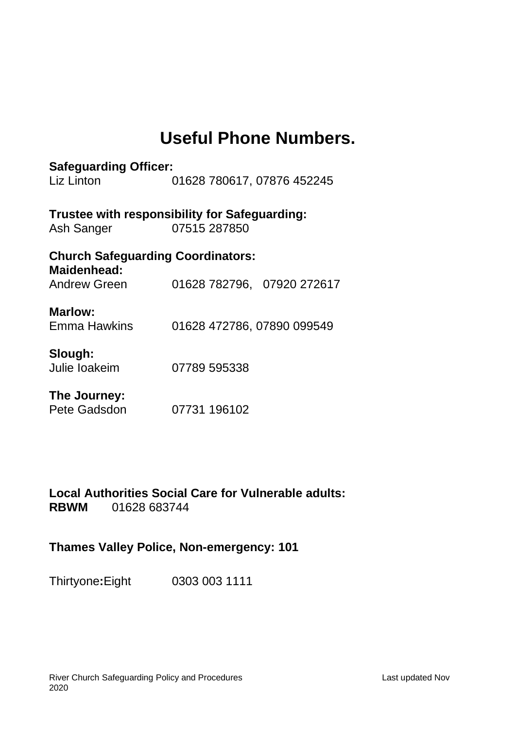# Useful Phone Numbers.

**Safeguarding Officer:**
Liz Linton 01628 780617, 07876 452245

**Trustee with responsibility for Safeguarding:**
Ash Sanger 07515 287850

**Church Safeguarding Coordinators:**
**Maidenhead:**
Andrew Green 01628 782796, 07920 272617

**Marlow:**
Emma Hawkins 01628 472786, 07890 099549

**Slough:**
Julie Ioakeim 07789 595338

**The Journey:**
Pete Gadsdon 07731 196102

**Local Authorities Social Care for Vulnerable adults:**
**RBWM** 01628 683744

**Thames Valley Police, Non-emergency: 101**

Thirtyone**:**Eight 0303 003 1111